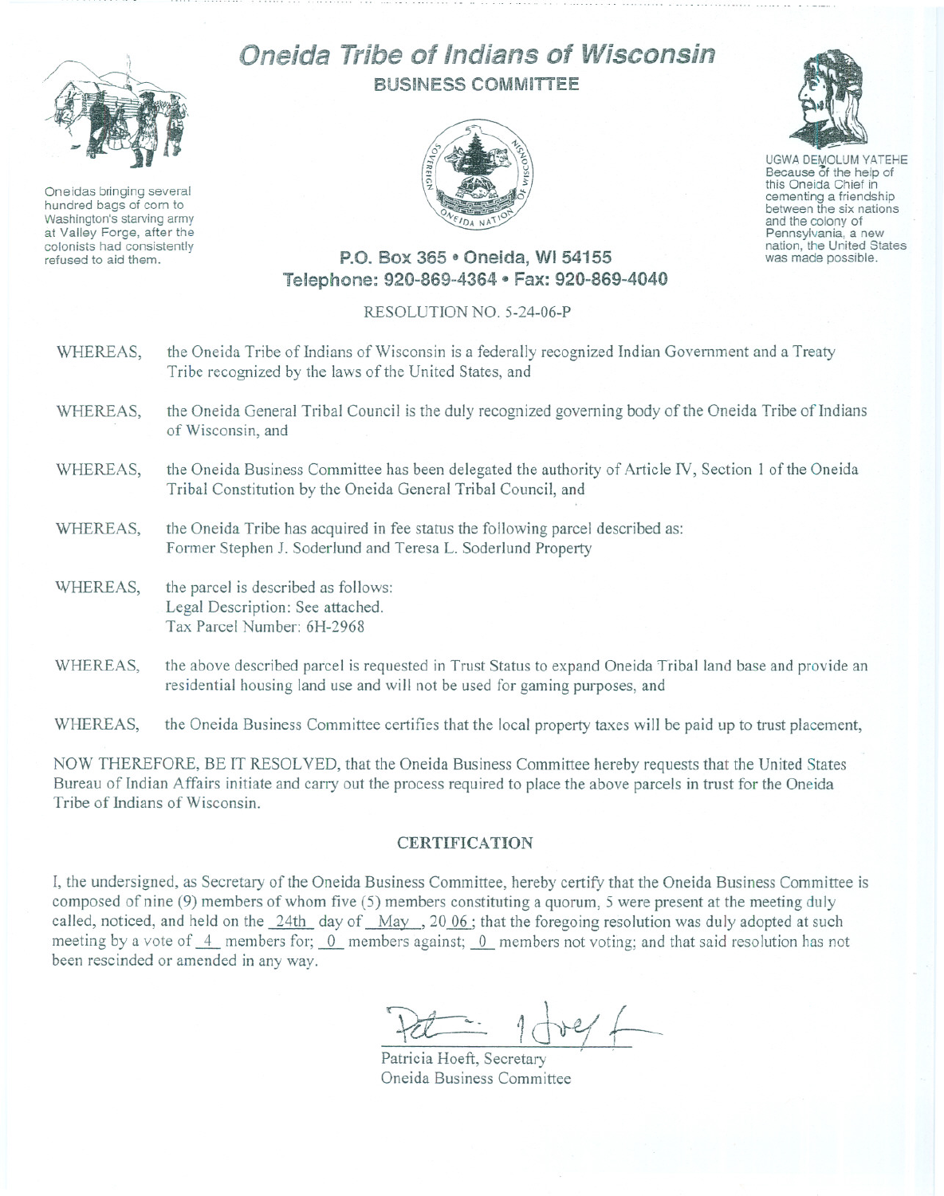# Oneida Tribe of Indians of Wisconsin

## BUSINESS COMMITTEE

Oneidas bringing several hundred bags of corn to Washington's starving army at Valley Forge, after the colonists had consistently refused to aid them.

UGWA DEMOLUM YATEHE
Because of the help of this Oneida Chief in cementing a friendship between the six nations and the colony of Pennsylvania, a new nation, the United States was made possible.

**P.O. Box 365 • Oneida, WI 54155**
**Telephone: 920-869-4364 • Fax: 920-869-4040**

RESOLUTION NO. 5-24-06-P

WHEREAS, the Oneida Tribe of Indians of Wisconsin is a federally recognized Indian Government and a Treaty Tribe recognized by the laws of the United States, and

WHEREAS, the Oneida General Tribal Council is the duly recognized governing body of the Oneida Tribe of Indians of Wisconsin, and

WHEREAS, the Oneida Business Committee has been delegated the authority of Article IV, Section 1 of the Oneida Tribal Constitution by the Oneida General Tribal Council, and

WHEREAS, the Oneida Tribe has acquired in fee status the following parcel described as:
Former Stephen J. Soderlund and Teresa L. Soderlund Property

WHEREAS, the parcel is described as follows:
Legal Description: See attached.
Tax Parcel Number: 6H-2968

WHEREAS, the above described parcel is requested in Trust Status to expand Oneida Tribal land base and provide an residential housing land use and will not be used for gaming purposes, and

WHEREAS, the Oneida Business Committee certifies that the local property taxes will be paid up to trust placement,

NOW THEREFORE, BE IT RESOLVED, that the Oneida Business Committee hereby requests that the United States Bureau of Indian Affairs initiate and carry out the process required to place the above parcels in trust for the Oneida Tribe of Indians of Wisconsin.

### CERTIFICATION

I, the undersigned, as Secretary of the Oneida Business Committee, hereby certify that the Oneida Business Committee is composed of nine (9) members of whom five (5) members constituting a quorum, 5 were present at the meeting duly called, noticed, and held on the 24th day of May, 20 06; that the foregoing resolution was duly adopted at such meeting by a vote of 4 members for; 0 members against; 0 members not voting; and that said resolution has not been rescinded or amended in any way.

Patricia Hoeft, Secretary
Oneida Business Committee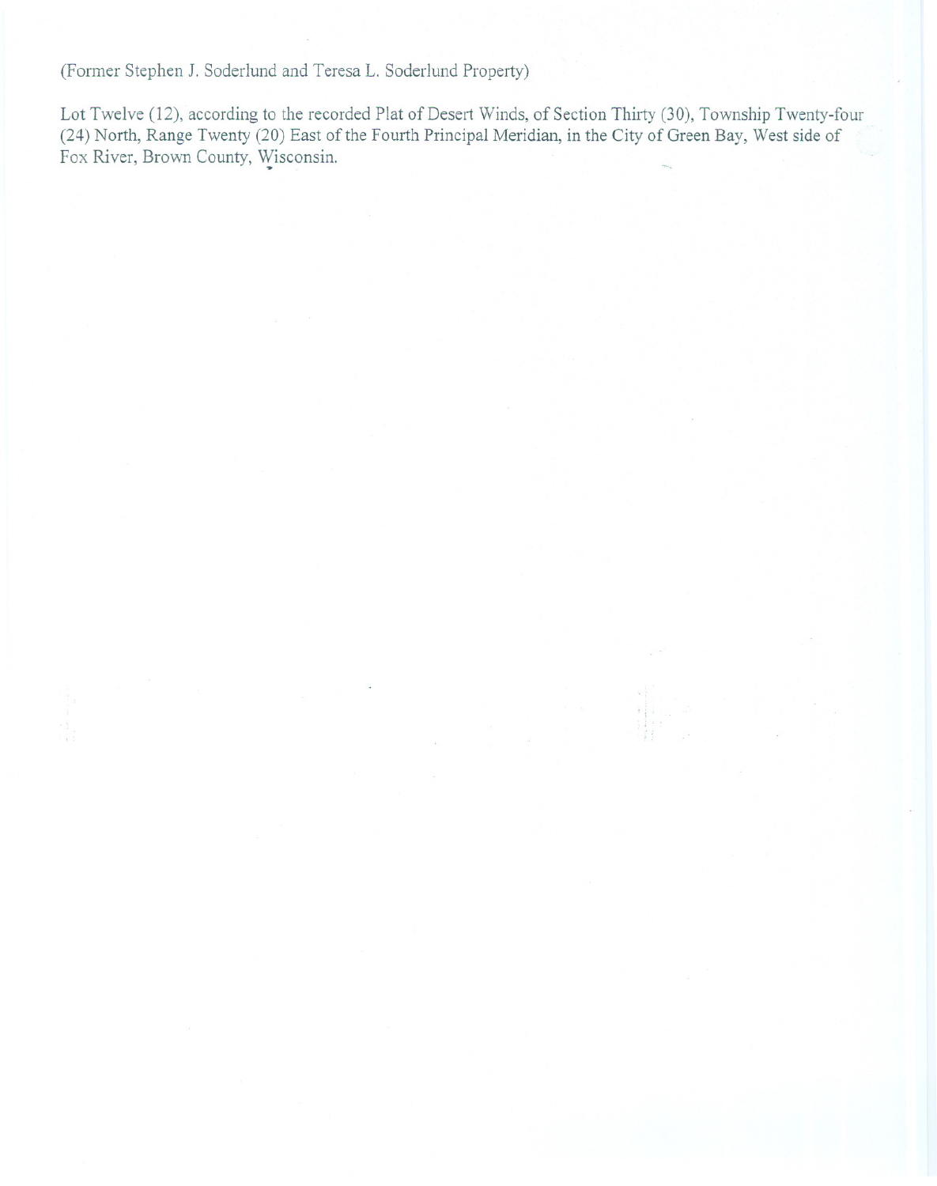(Former Stephen J. Soderlund and Teresa L. Soderlund Property)

Lot Twelve (12), according to the recorded Plat of Desert Winds, of Section Thirty (30), Township Twenty-four (24) North, Range Twenty (20) East of the Fourth Principal Meridian, in the City of Green Bay, West side of Fox River, Brown County, Wisconsin.